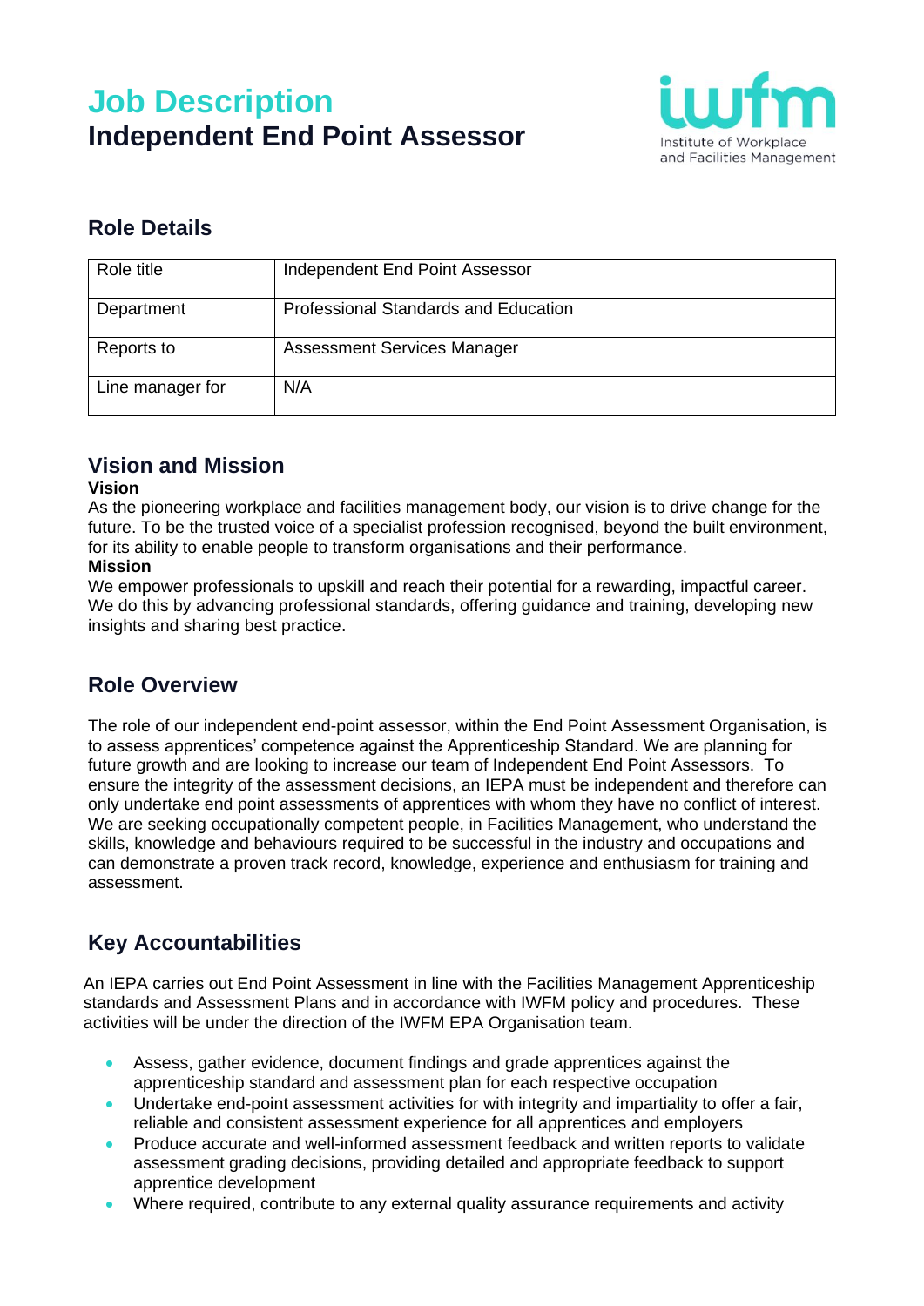# Job Description
## Independent End Point Assessor

Institute of Workplace and Facilities Management

### Role Details

| Role title | Independent End Point Assessor |
|---|---|
| Department | Professional Standards and Education |
| Reports to | Assessment Services Manager |
| Line manager for | N/A |

### Vision and Mission

**Vision**

As the pioneering workplace and facilities management body, our vision is to drive change for the future. To be the trusted voice of a specialist profession recognised, beyond the built environment, for its ability to enable people to transform organisations and their performance.

**Mission**

We empower professionals to upskill and reach their potential for a rewarding, impactful career. We do this by advancing professional standards, offering guidance and training, developing new insights and sharing best practice.

### Role Overview

The role of our independent end-point assessor, within the End Point Assessment Organisation, is to assess apprentices' competence against the Apprenticeship Standard. We are planning for future growth and are looking to increase our team of Independent End Point Assessors. To ensure the integrity of the assessment decisions, an IEPA must be independent and therefore can only undertake end point assessments of apprentices with whom they have no conflict of interest. We are seeking occupationally competent people, in Facilities Management, who understand the skills, knowledge and behaviours required to be successful in the industry and occupations and can demonstrate a proven track record, knowledge, experience and enthusiasm for training and assessment.

### Key Accountabilities

An IEPA carries out End Point Assessment in line with the Facilities Management Apprenticeship standards and Assessment Plans and in accordance with IWFM policy and procedures. These activities will be under the direction of the IWFM EPA Organisation team.

- Assess, gather evidence, document findings and grade apprentices against the apprenticeship standard and assessment plan for each respective occupation
- Undertake end-point assessment activities for with integrity and impartiality to offer a fair, reliable and consistent assessment experience for all apprentices and employers
- Produce accurate and well-informed assessment feedback and written reports to validate assessment grading decisions, providing detailed and appropriate feedback to support apprentice development
- Where required, contribute to any external quality assurance requirements and activity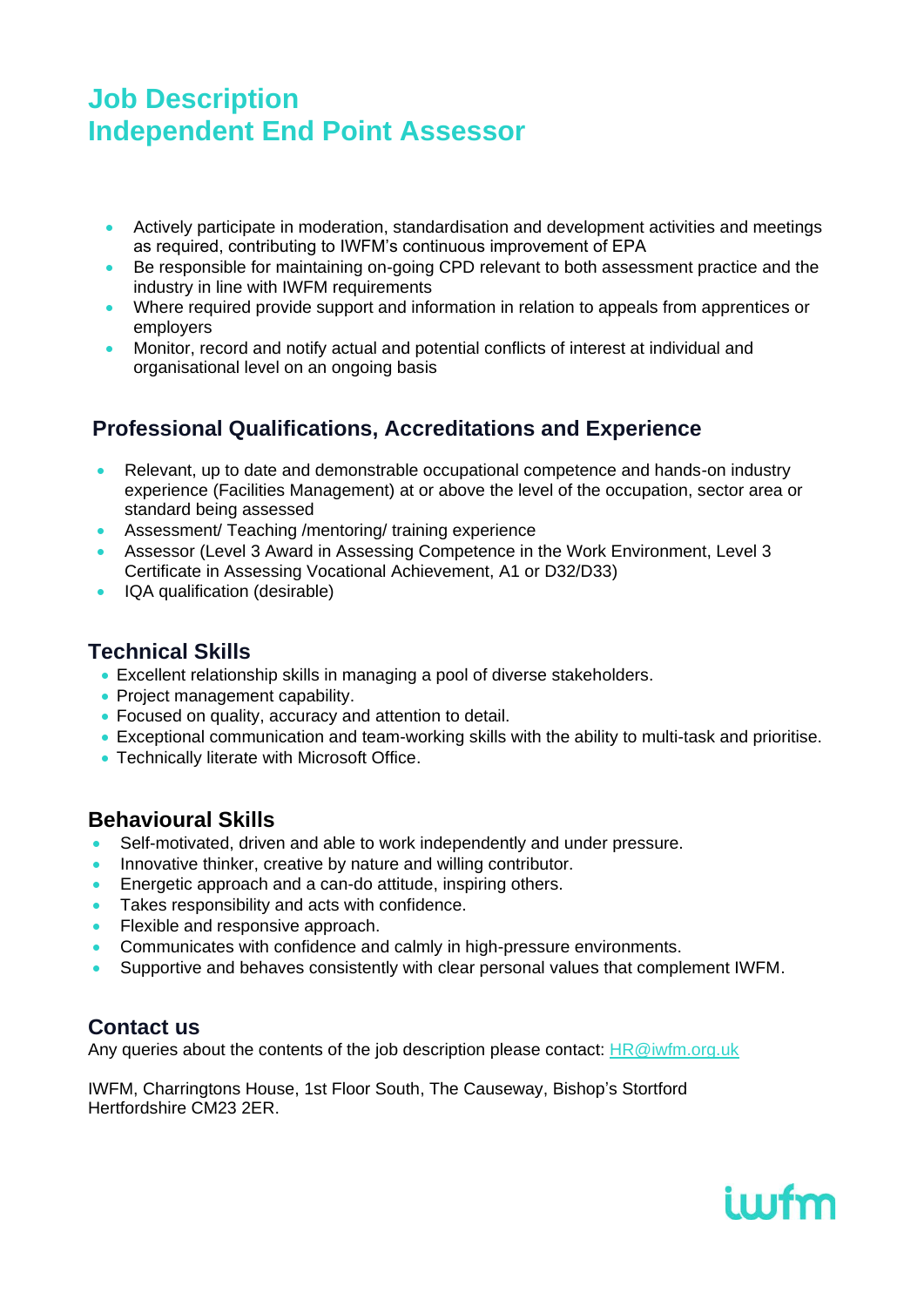# Job Description
# Independent End Point Assessor

- Actively participate in moderation, standardisation and development activities and meetings as required, contributing to IWFM's continuous improvement of EPA
- Be responsible for maintaining on-going CPD relevant to both assessment practice and the industry in line with IWFM requirements
- Where required provide support and information in relation to appeals from apprentices or employers
- Monitor, record and notify actual and potential conflicts of interest at individual and organisational level on an ongoing basis

## Professional Qualifications, Accreditations and Experience

- Relevant, up to date and demonstrable occupational competence and hands-on industry experience (Facilities Management) at or above the level of the occupation, sector area or standard being assessed
- Assessment/ Teaching /mentoring/ training experience
- Assessor (Level 3 Award in Assessing Competence in the Work Environment, Level 3 Certificate in Assessing Vocational Achievement, A1 or D32/D33)
- IQA qualification (desirable)

## Technical Skills

- Excellent relationship skills in managing a pool of diverse stakeholders.
- Project management capability.
- Focused on quality, accuracy and attention to detail.
- Exceptional communication and team-working skills with the ability to multi-task and prioritise.
- Technically literate with Microsoft Office.

## Behavioural Skills

- Self-motivated, driven and able to work independently and under pressure.
- Innovative thinker, creative by nature and willing contributor.
- Energetic approach and a can-do attitude, inspiring others.
- Takes responsibility and acts with confidence.
- Flexible and responsive approach.
- Communicates with confidence and calmly in high-pressure environments.
- Supportive and behaves consistently with clear personal values that complement IWFM.

## Contact us

Any queries about the contents of the job description please contact: HR@iwfm.org.uk

IWFM, Charringtons House, 1st Floor South, The Causeway, Bishop's Stortford
Hertfordshire CM23 2ER.

iwfm